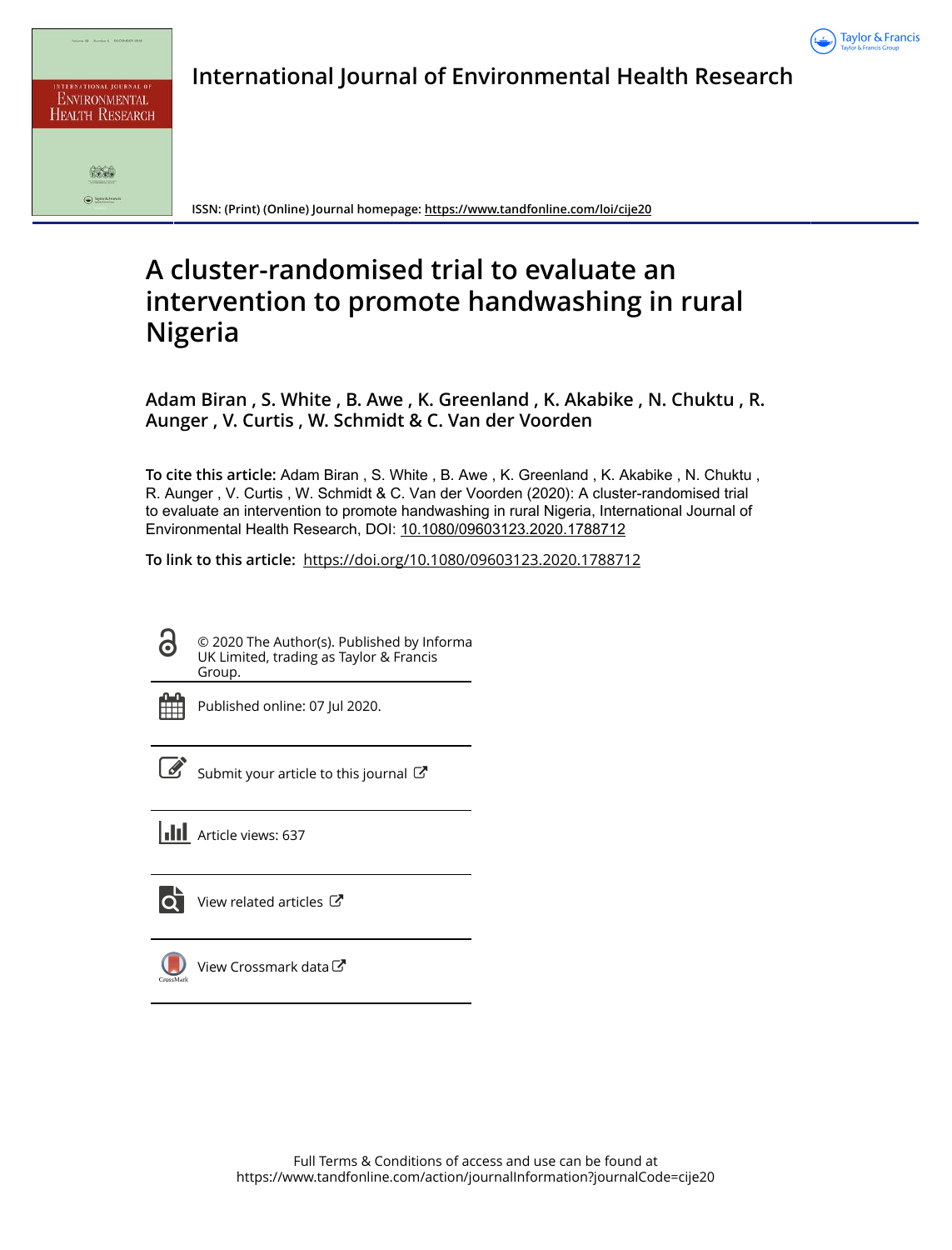# International Journal of Environmental Health Research

ISSN: (Print) (Online) Journal homepage: https://www.tandfonline.com/loi/cije20

# A cluster-randomised trial to evaluate an intervention to promote handwashing in rural Nigeria

**Adam Biran , S. White , B. Awe , K. Greenland , K. Akabike , N. Chuktu , R. Aunger , V. Curtis , W. Schmidt & C. Van der Voorden**

**To cite this article:** Adam Biran , S. White , B. Awe , K. Greenland , K. Akabike , N. Chuktu , R. Aunger , V. Curtis , W. Schmidt & C. Van der Voorden (2020): A cluster-randomised trial to evaluate an intervention to promote handwashing in rural Nigeria, International Journal of Environmental Health Research, DOI: 10.1080/09603123.2020.1788712

**To link to this article:** https://doi.org/10.1080/09603123.2020.1788712

© 2020 The Author(s). Published by Informa UK Limited, trading as Taylor & Francis Group.

Published online: 07 Jul 2020.

Submit your article to this journal

Article views: 637

View related articles

View Crossmark data

Full Terms & Conditions of access and use can be found at https://www.tandfonline.com/action/journalInformation?journalCode=cije20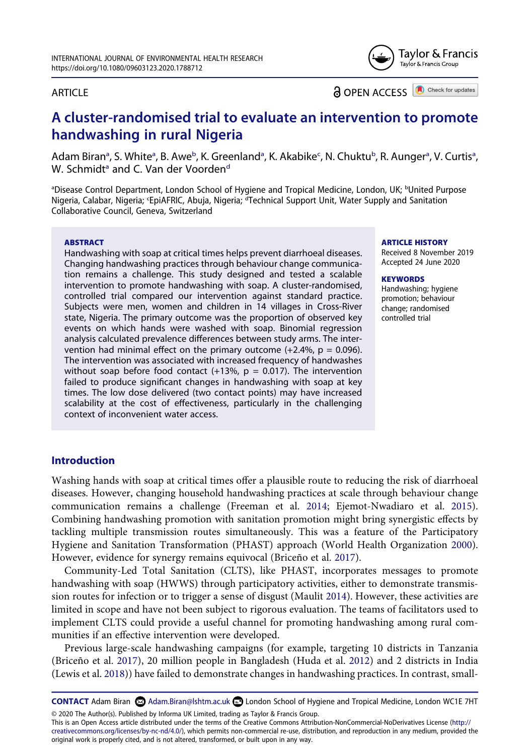ARTICLE

# A cluster-randomised trial to evaluate an intervention to promote handwashing in rural Nigeria

Adam Biran[a], S. White[a], B. Awe[b], K. Greenland[a], K. Akabike[c], N. Chuktu[b], R. Aunger[a], V. Curtis[a], W. Schmidt[a] and C. Van der Voorden[d]

[a]Disease Control Department, London School of Hygiene and Tropical Medicine, London, UK; [b]United Purpose Nigeria, Calabar, Nigeria; [c]EpiAFRIC, Abuja, Nigeria; [d]Technical Support Unit, Water Supply and Sanitation Collaborative Council, Geneva, Switzerland

**ABSTRACT**

Handwashing with soap at critical times helps prevent diarrhoeal diseases. Changing handwashing practices through behaviour change communication remains a challenge. This study designed and tested a scalable intervention to promote handwashing with soap. A cluster-randomised, controlled trial compared our intervention against standard practice. Subjects were men, women and children in 14 villages in Cross-River state, Nigeria. The primary outcome was the proportion of observed key events on which hands were washed with soap. Binomial regression analysis calculated prevalence differences between study arms. The intervention had minimal effect on the primary outcome (+2.4%, p = 0.096). The intervention was associated with increased frequency of handwashes without soap before food contact (+13%, p = 0.017). The intervention failed to produce significant changes in handwashing with soap at key times. The low dose delivered (two contact points) may have increased scalability at the cost of effectiveness, particularly in the challenging context of inconvenient water access.

**ARTICLE HISTORY**

Received 8 November 2019
Accepted 24 June 2020

**KEYWORDS**

Handwashing; hygiene promotion; behaviour change; randomised controlled trial

## Introduction

Washing hands with soap at critical times offer a plausible route to reducing the risk of diarrhoeal diseases. However, changing household handwashing practices at scale through behaviour change communication remains a challenge (Freeman et al. 2014; Ejemot-Nwadiaro et al. 2015). Combining handwashing promotion with sanitation promotion might bring synergistic effects by tackling multiple transmission routes simultaneously. This was a feature of the Participatory Hygiene and Sanitation Transformation (PHAST) approach (World Health Organization 2000). However, evidence for synergy remains equivocal (Briceño et al. 2017).

Community-Led Total Sanitation (CLTS), like PHAST, incorporates messages to promote handwashing with soap (HWWS) through participatory activities, either to demonstrate transmission routes for infection or to trigger a sense of disgust (Maulit 2014). However, these activities are limited in scope and have not been subject to rigorous evaluation. The teams of facilitators used to implement CLTS could provide a useful channel for promoting handwashing among rural communities if an effective intervention were developed.

Previous large-scale handwashing campaigns (for example, targeting 10 districts in Tanzania (Briceño et al. 2017), 20 million people in Bangladesh (Huda et al. 2012) and 2 districts in India (Lewis et al. 2018)) have failed to demonstrate changes in handwashing practices. In contrast, small-

**CONTACT** Adam Biran Adam.Biran@lshtm.ac.uk London School of Hygiene and Tropical Medicine, London WC1E 7HT

© 2020 The Author(s). Published by Informa UK Limited, trading as Taylor & Francis Group.
This is an Open Access article distributed under the terms of the Creative Commons Attribution-NonCommercial-NoDerivatives License (http://creativecommons.org/licenses/by-nc-nd/4.0/), which permits non-commercial re-use, distribution, and reproduction in any medium, provided the original work is properly cited, and is not altered, transformed, or built upon in any way.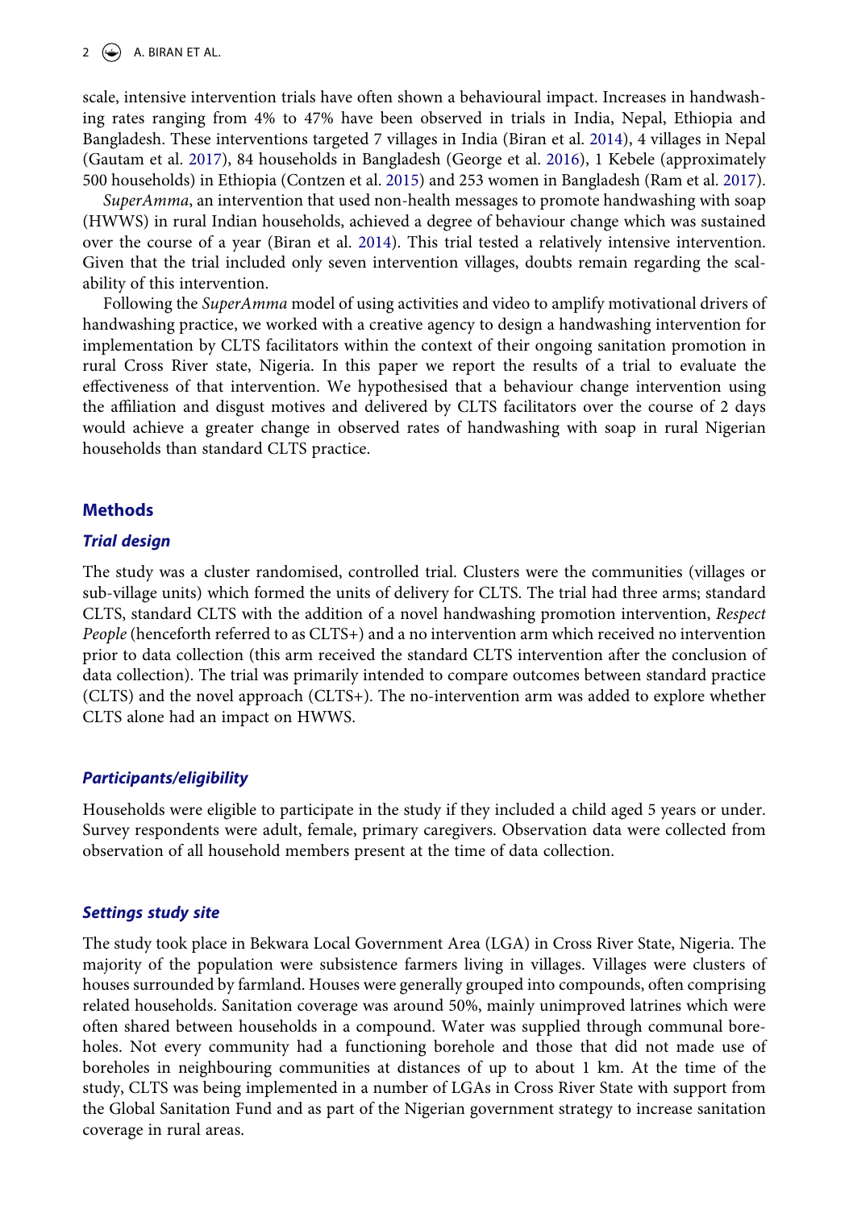scale, intensive intervention trials have often shown a behavioural impact. Increases in handwashing rates ranging from 4% to 47% have been observed in trials in India, Nepal, Ethiopia and Bangladesh. These interventions targeted 7 villages in India (Biran et al. 2014), 4 villages in Nepal (Gautam et al. 2017), 84 households in Bangladesh (George et al. 2016), 1 Kebele (approximately 500 households) in Ethiopia (Contzen et al. 2015) and 253 women in Bangladesh (Ram et al. 2017).

*SuperAmma*, an intervention that used non-health messages to promote handwashing with soap (HWWS) in rural Indian households, achieved a degree of behaviour change which was sustained over the course of a year (Biran et al. 2014). This trial tested a relatively intensive intervention. Given that the trial included only seven intervention villages, doubts remain regarding the scalability of this intervention.

Following the *SuperAmma* model of using activities and video to amplify motivational drivers of handwashing practice, we worked with a creative agency to design a handwashing intervention for implementation by CLTS facilitators within the context of their ongoing sanitation promotion in rural Cross River state, Nigeria. In this paper we report the results of a trial to evaluate the effectiveness of that intervention. We hypothesised that a behaviour change intervention using the affiliation and disgust motives and delivered by CLTS facilitators over the course of 2 days would achieve a greater change in observed rates of handwashing with soap in rural Nigerian households than standard CLTS practice.

## Methods

### *Trial design*

The study was a cluster randomised, controlled trial. Clusters were the communities (villages or sub-village units) which formed the units of delivery for CLTS. The trial had three arms; standard CLTS, standard CLTS with the addition of a novel handwashing promotion intervention, *Respect People* (henceforth referred to as CLTS+) and a no intervention arm which received no intervention prior to data collection (this arm received the standard CLTS intervention after the conclusion of data collection). The trial was primarily intended to compare outcomes between standard practice (CLTS) and the novel approach (CLTS+). The no-intervention arm was added to explore whether CLTS alone had an impact on HWWS.

### *Participants/eligibility*

Households were eligible to participate in the study if they included a child aged 5 years or under. Survey respondents were adult, female, primary caregivers. Observation data were collected from observation of all household members present at the time of data collection.

### *Settings study site*

The study took place in Bekwara Local Government Area (LGA) in Cross River State, Nigeria. The majority of the population were subsistence farmers living in villages. Villages were clusters of houses surrounded by farmland. Houses were generally grouped into compounds, often comprising related households. Sanitation coverage was around 50%, mainly unimproved latrines which were often shared between households in a compound. Water was supplied through communal boreholes. Not every community had a functioning borehole and those that did not made use of boreholes in neighbouring communities at distances of up to about 1 km. At the time of the study, CLTS was being implemented in a number of LGAs in Cross River State with support from the Global Sanitation Fund and as part of the Nigerian government strategy to increase sanitation coverage in rural areas.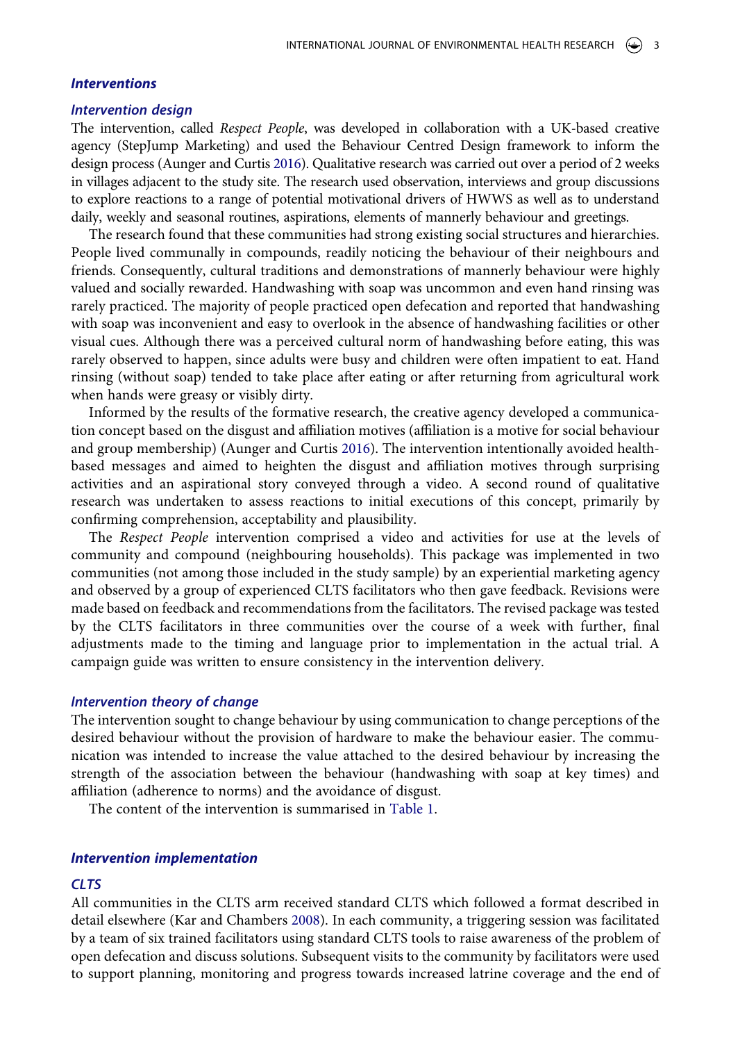### *Interventions*

#### *Intervention design*

The intervention, called *Respect People*, was developed in collaboration with a UK-based creative agency (StepJump Marketing) and used the Behaviour Centred Design framework to inform the design process (Aunger and Curtis 2016). Qualitative research was carried out over a period of 2 weeks in villages adjacent to the study site. The research used observation, interviews and group discussions to explore reactions to a range of potential motivational drivers of HWWS as well as to understand daily, weekly and seasonal routines, aspirations, elements of mannerly behaviour and greetings.

The research found that these communities had strong existing social structures and hierarchies. People lived communally in compounds, readily noticing the behaviour of their neighbours and friends. Consequently, cultural traditions and demonstrations of mannerly behaviour were highly valued and socially rewarded. Handwashing with soap was uncommon and even hand rinsing was rarely practiced. The majority of people practiced open defecation and reported that handwashing with soap was inconvenient and easy to overlook in the absence of handwashing facilities or other visual cues. Although there was a perceived cultural norm of handwashing before eating, this was rarely observed to happen, since adults were busy and children were often impatient to eat. Hand rinsing (without soap) tended to take place after eating or after returning from agricultural work when hands were greasy or visibly dirty.

Informed by the results of the formative research, the creative agency developed a communication concept based on the disgust and affiliation motives (affiliation is a motive for social behaviour and group membership) (Aunger and Curtis 2016). The intervention intentionally avoided health-based messages and aimed to heighten the disgust and affiliation motives through surprising activities and an aspirational story conveyed through a video. A second round of qualitative research was undertaken to assess reactions to initial executions of this concept, primarily by confirming comprehension, acceptability and plausibility.

The *Respect People* intervention comprised a video and activities for use at the levels of community and compound (neighbouring households). This package was implemented in two communities (not among those included in the study sample) by an experiential marketing agency and observed by a group of experienced CLTS facilitators who then gave feedback. Revisions were made based on feedback and recommendations from the facilitators. The revised package was tested by the CLTS facilitators in three communities over the course of a week with further, final adjustments made to the timing and language prior to implementation in the actual trial. A campaign guide was written to ensure consistency in the intervention delivery.

#### *Intervention theory of change*

The intervention sought to change behaviour by using communication to change perceptions of the desired behaviour without the provision of hardware to make the behaviour easier. The communication was intended to increase the value attached to the desired behaviour by increasing the strength of the association between the behaviour (handwashing with soap at key times) and affiliation (adherence to norms) and the avoidance of disgust.

The content of the intervention is summarised in Table 1.

### *Intervention implementation*

#### *CLTS*

All communities in the CLTS arm received standard CLTS which followed a format described in detail elsewhere (Kar and Chambers 2008). In each community, a triggering session was facilitated by a team of six trained facilitators using standard CLTS tools to raise awareness of the problem of open defecation and discuss solutions. Subsequent visits to the community by facilitators were used to support planning, monitoring and progress towards increased latrine coverage and the end of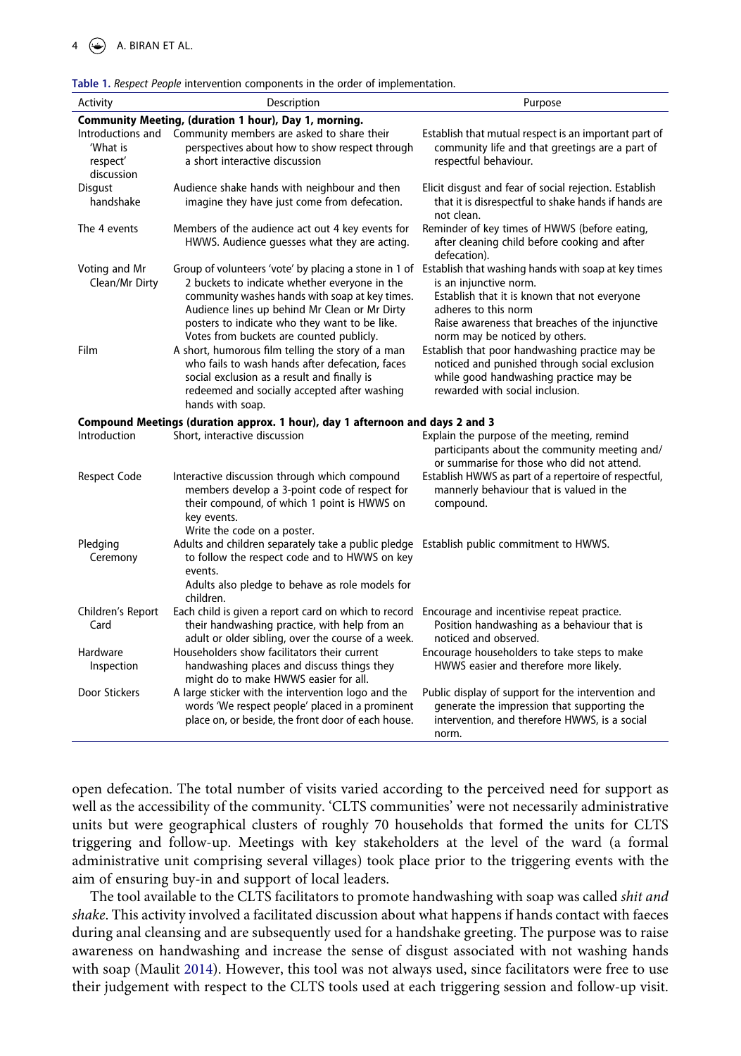**Table 1.** *Respect People* intervention components in the order of implementation.

| Activity | Description | Purpose |
| --- | --- | --- |
| **Community Meeting, (duration 1 hour), Day 1, morning.** | | |
| Introductions and 'What is respect' discussion | Community members are asked to share their perspectives about how to show respect through a short interactive discussion | Establish that mutual respect is an important part of community life and that greetings are a part of respectful behaviour. |
| Disgust handshake | Audience shake hands with neighbour and then imagine they have just come from defecation. | Elicit disgust and fear of social rejection. Establish that it is disrespectful to shake hands if hands are not clean. |
| The 4 events | Members of the audience act out 4 key events for HWWS. Audience guesses what they are acting. | Reminder of key times of HWWS (before eating, after cleaning child before cooking and after defecation). |
| Voting and Mr Clean/Mr Dirty | Group of volunteers 'vote' by placing a stone in 1 of 2 buckets to indicate whether everyone in the community washes hands with soap at key times. Audience lines up behind Mr Clean or Mr Dirty posters to indicate who they want to be like. Votes from buckets are counted publicly. | Establish that washing hands with soap at key times is an injunctive norm. Establish that it is known that not everyone adheres to this norm. Raise awareness that breaches of the injunctive norm may be noticed by others. |
| Film | A short, humorous film telling the story of a man who fails to wash hands after defecation, faces social exclusion as a result and finally is redeemed and socially accepted after washing hands with soap. | Establish that poor handwashing practice may be noticed and punished through social exclusion while good handwashing practice may be rewarded with social inclusion. |
| **Compound Meetings (duration approx. 1 hour), day 1 afternoon and days 2 and 3** | | |
| Introduction | Short, interactive discussion | Explain the purpose of the meeting, remind participants about the community meeting and/or summarise for those who did not attend. |
| Respect Code | Interactive discussion through which compound members develop a 3-point code of respect for their compound, of which 1 point is HWWS on key events. Write the code on a poster. | Establish HWWS as part of a repertoire of respectful, mannerly behaviour that is valued in the compound. |
| Pledging Ceremony | Adults and children separately take a public pledge to follow the respect code and to HWWS on key events. Adults also pledge to behave as role models for children. | Establish public commitment to HWWS. |
| Children's Report Card | Each child is given a report card on which to record their handwashing practice, with help from an adult or older sibling, over the course of a week. | Encourage and incentivise repeat practice. Position handwashing as a behaviour that is noticed and observed. |
| Hardware Inspection | Householders show facilitators their current handwashing places and discuss things they might do to make HWWS easier for all. | Encourage householders to take steps to make HWWS easier and therefore more likely. |
| Door Stickers | A large sticker with the intervention logo and the words 'We respect people' placed in a prominent place on, or beside, the front door of each house. | Public display of support for the intervention and generate the impression that supporting the intervention, and therefore HWWS, is a social norm. |

open defecation. The total number of visits varied according to the perceived need for support as well as the accessibility of the community. 'CLTS communities' were not necessarily administrative units but were geographical clusters of roughly 70 households that formed the units for CLTS triggering and follow-up. Meetings with key stakeholders at the level of the ward (a formal administrative unit comprising several villages) took place prior to the triggering events with the aim of ensuring buy-in and support of local leaders.

The tool available to the CLTS facilitators to promote handwashing with soap was called *shit and shake*. This activity involved a facilitated discussion about what happens if hands contact with faeces during anal cleansing and are subsequently used for a handshake greeting. The purpose was to raise awareness on handwashing and increase the sense of disgust associated with not washing hands with soap (Maulit 2014). However, this tool was not always used, since facilitators were free to use their judgement with respect to the CLTS tools used at each triggering session and follow-up visit.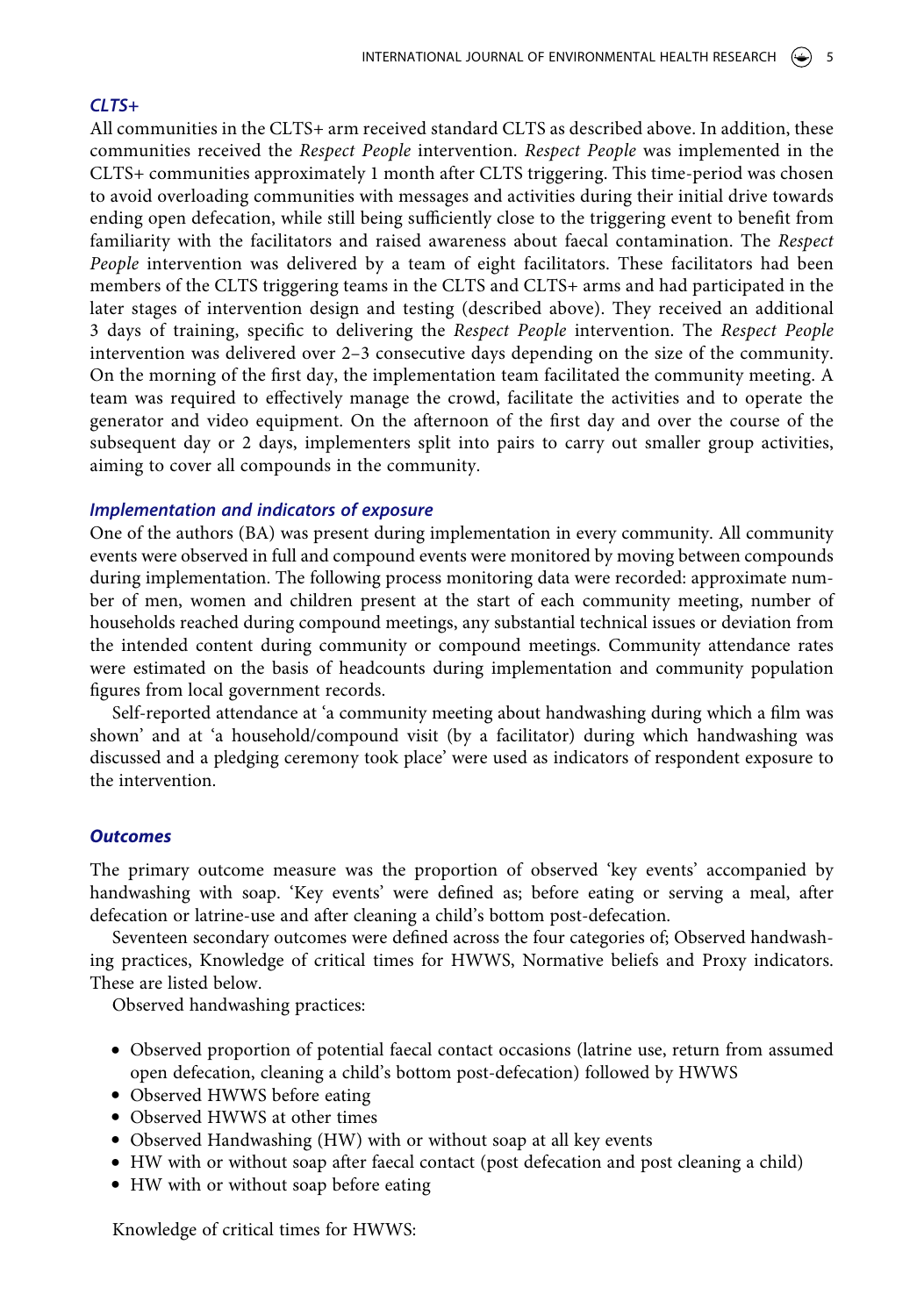### *CLTS+*

All communities in the CLTS+ arm received standard CLTS as described above. In addition, these communities received the *Respect People* intervention. *Respect People* was implemented in the CLTS+ communities approximately 1 month after CLTS triggering. This time-period was chosen to avoid overloading communities with messages and activities during their initial drive towards ending open defecation, while still being sufficiently close to the triggering event to benefit from familiarity with the facilitators and raised awareness about faecal contamination. The *Respect People* intervention was delivered by a team of eight facilitators. These facilitators had been members of the CLTS triggering teams in the CLTS and CLTS+ arms and had participated in the later stages of intervention design and testing (described above). They received an additional 3 days of training, specific to delivering the *Respect People* intervention. The *Respect People* intervention was delivered over 2–3 consecutive days depending on the size of the community. On the morning of the first day, the implementation team facilitated the community meeting. A team was required to effectively manage the crowd, facilitate the activities and to operate the generator and video equipment. On the afternoon of the first day and over the course of the subsequent day or 2 days, implementers split into pairs to carry out smaller group activities, aiming to cover all compounds in the community.

### *Implementation and indicators of exposure*

One of the authors (BA) was present during implementation in every community. All community events were observed in full and compound events were monitored by moving between compounds during implementation. The following process monitoring data were recorded: approximate number of men, women and children present at the start of each community meeting, number of households reached during compound meetings, any substantial technical issues or deviation from the intended content during community or compound meetings. Community attendance rates were estimated on the basis of headcounts during implementation and community population figures from local government records.

Self-reported attendance at 'a community meeting about handwashing during which a film was shown' and at 'a household/compound visit (by a facilitator) during which handwashing was discussed and a pledging ceremony took place' were used as indicators of respondent exposure to the intervention.

### *Outcomes*

The primary outcome measure was the proportion of observed 'key events' accompanied by handwashing with soap. 'Key events' were defined as; before eating or serving a meal, after defecation or latrine-use and after cleaning a child's bottom post-defecation.

Seventeen secondary outcomes were defined across the four categories of; Observed handwashing practices, Knowledge of critical times for HWWS, Normative beliefs and Proxy indicators. These are listed below.

Observed handwashing practices:

- Observed proportion of potential faecal contact occasions (latrine use, return from assumed open defecation, cleaning a child's bottom post-defecation) followed by HWWS
- Observed HWWS before eating
- Observed HWWS at other times
- Observed Handwashing (HW) with or without soap at all key events
- HW with or without soap after faecal contact (post defecation and post cleaning a child)
- HW with or without soap before eating

Knowledge of critical times for HWWS: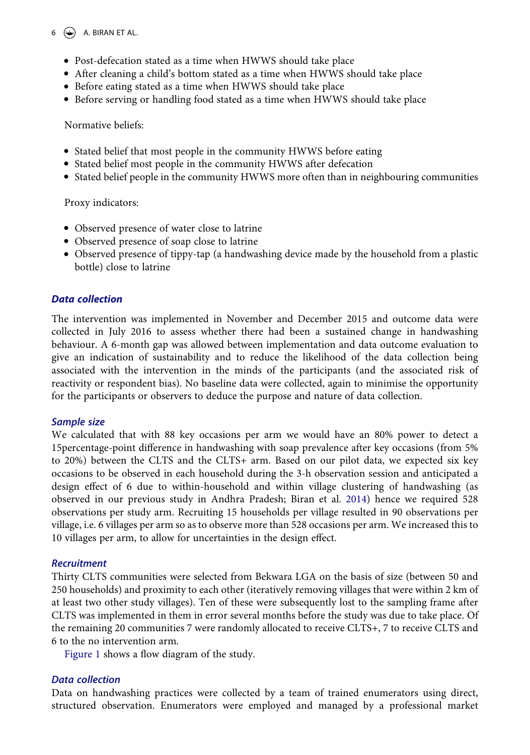- Post-defecation stated as a time when HWWS should take place
- After cleaning a child's bottom stated as a time when HWWS should take place
- Before eating stated as a time when HWWS should take place
- Before serving or handling food stated as a time when HWWS should take place

Normative beliefs:

- Stated belief that most people in the community HWWS before eating
- Stated belief most people in the community HWWS after defecation
- Stated belief people in the community HWWS more often than in neighbouring communities

Proxy indicators:

- Observed presence of water close to latrine
- Observed presence of soap close to latrine
- Observed presence of tippy-tap (a handwashing device made by the household from a plastic bottle) close to latrine

### *Data collection*

The intervention was implemented in November and December 2015 and outcome data were collected in July 2016 to assess whether there had been a sustained change in handwashing behaviour. A 6-month gap was allowed between implementation and data outcome evaluation to give an indication of sustainability and to reduce the likelihood of the data collection being associated with the intervention in the minds of the participants (and the associated risk of reactivity or respondent bias). No baseline data were collected, again to minimise the opportunity for the participants or observers to deduce the purpose and nature of data collection.

### *Sample size*

We calculated that with 88 key occasions per arm we would have an 80% power to detect a 15percentage-point difference in handwashing with soap prevalence after key occasions (from 5% to 20%) between the CLTS and the CLTS+ arm. Based on our pilot data, we expected six key occasions to be observed in each household during the 3-h observation session and anticipated a design effect of 6 due to within-household and within village clustering of handwashing (as observed in our previous study in Andhra Pradesh; Biran et al. 2014) hence we required 528 observations per study arm. Recruiting 15 households per village resulted in 90 observations per village, i.e. 6 villages per arm so as to observe more than 528 occasions per arm. We increased this to 10 villages per arm, to allow for uncertainties in the design effect.

### *Recruitment*

Thirty CLTS communities were selected from Bekwara LGA on the basis of size (between 50 and 250 households) and proximity to each other (iteratively removing villages that were within 2 km of at least two other study villages). Ten of these were subsequently lost to the sampling frame after CLTS was implemented in them in error several months before the study was due to take place. Of the remaining 20 communities 7 were randomly allocated to receive CLTS+, 7 to receive CLTS and 6 to the no intervention arm.

Figure 1 shows a flow diagram of the study.

### *Data collection*

Data on handwashing practices were collected by a team of trained enumerators using direct, structured observation. Enumerators were employed and managed by a professional market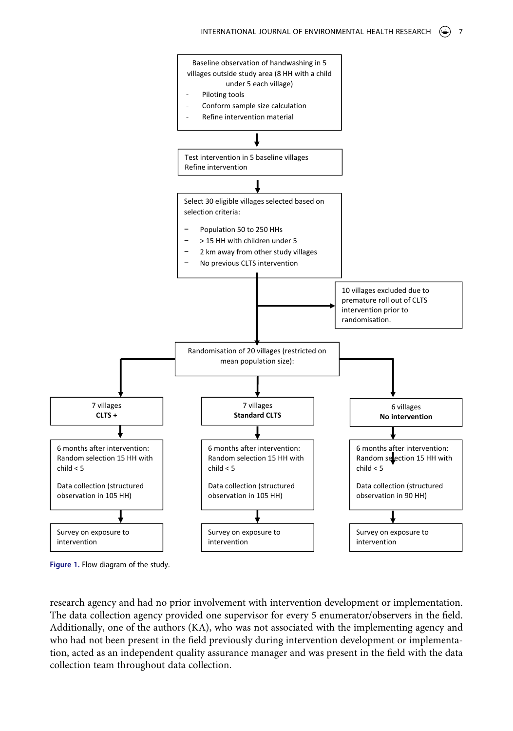Baseline observation of handwashing in 5 villages outside study area (8 HH with a child under 5 each village)

- Piloting tools
- Conform sample size calculation
- Refine intervention material

↓

Test intervention in 5 baseline villages
Refine intervention

↓

Select 30 eligible villages selected based on selection criteria:

- Population 50 to 250 HHs
- > 15 HH with children under 5
- 2 km away from other study villages
- No previous CLTS intervention

→ 10 villages excluded due to premature roll out of CLTS intervention prior to randomisation.

↓

Randomisation of 20 villages (restricted on mean population size):

| 7 villages **CLTS +** | 7 villages **Standard CLTS** | 6 villages **No intervention** |
|---|---|---|
| 6 months after intervention: Random selection 15 HH with child < 5<br><br>Data collection (structured observation in 105 HH) | 6 months after intervention: Random selection 15 HH with child < 5<br><br>Data collection (structured observation in 105 HH) | 6 months after intervention: Random selection 15 HH with child < 5<br><br>Data collection (structured observation in 90 HH) |
| Survey on exposure to intervention | Survey on exposure to intervention | Survey on exposure to intervention |

**Figure 1.** Flow diagram of the study.

research agency and had no prior involvement with intervention development or implementation. The data collection agency provided one supervisor for every 5 enumerator/observers in the field. Additionally, one of the authors (KA), who was not associated with the implementing agency and who had not been present in the field previously during intervention development or implementation, acted as an independent quality assurance manager and was present in the field with the data collection team throughout data collection.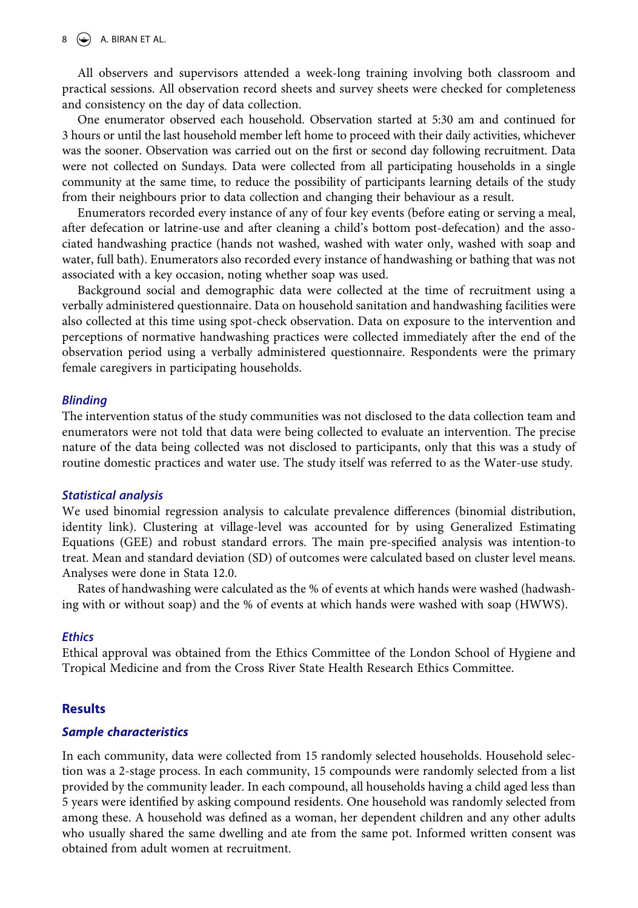All observers and supervisors attended a week-long training involving both classroom and practical sessions. All observation record sheets and survey sheets were checked for completeness and consistency on the day of data collection.

One enumerator observed each household. Observation started at 5:30 am and continued for 3 hours or until the last household member left home to proceed with their daily activities, whichever was the sooner. Observation was carried out on the first or second day following recruitment. Data were not collected on Sundays. Data were collected from all participating households in a single community at the same time, to reduce the possibility of participants learning details of the study from their neighbours prior to data collection and changing their behaviour as a result.

Enumerators recorded every instance of any of four key events (before eating or serving a meal, after defecation or latrine-use and after cleaning a child's bottom post-defecation) and the associated handwashing practice (hands not washed, washed with water only, washed with soap and water, full bath). Enumerators also recorded every instance of handwashing or bathing that was not associated with a key occasion, noting whether soap was used.

Background social and demographic data were collected at the time of recruitment using a verbally administered questionnaire. Data on household sanitation and handwashing facilities were also collected at this time using spot-check observation. Data on exposure to the intervention and perceptions of normative handwashing practices were collected immediately after the end of the observation period using a verbally administered questionnaire. Respondents were the primary female caregivers in participating households.

### *Blinding*

The intervention status of the study communities was not disclosed to the data collection team and enumerators were not told that data were being collected to evaluate an intervention. The precise nature of the data being collected was not disclosed to participants, only that this was a study of routine domestic practices and water use. The study itself was referred to as the Water-use study.

### *Statistical analysis*

We used binomial regression analysis to calculate prevalence differences (binomial distribution, identity link). Clustering at village-level was accounted for by using Generalized Estimating Equations (GEE) and robust standard errors. The main pre-specified analysis was intention-to treat. Mean and standard deviation (SD) of outcomes were calculated based on cluster level means. Analyses were done in Stata 12.0.

Rates of handwashing were calculated as the % of events at which hands were washed (hadwashing with or without soap) and the % of events at which hands were washed with soap (HWWS).

### *Ethics*

Ethical approval was obtained from the Ethics Committee of the London School of Hygiene and Tropical Medicine and from the Cross River State Health Research Ethics Committee.

## Results

### *Sample characteristics*

In each community, data were collected from 15 randomly selected households. Household selection was a 2-stage process. In each community, 15 compounds were randomly selected from a list provided by the community leader. In each compound, all households having a child aged less than 5 years were identified by asking compound residents. One household was randomly selected from among these. A household was defined as a woman, her dependent children and any other adults who usually shared the same dwelling and ate from the same pot. Informed written consent was obtained from adult women at recruitment.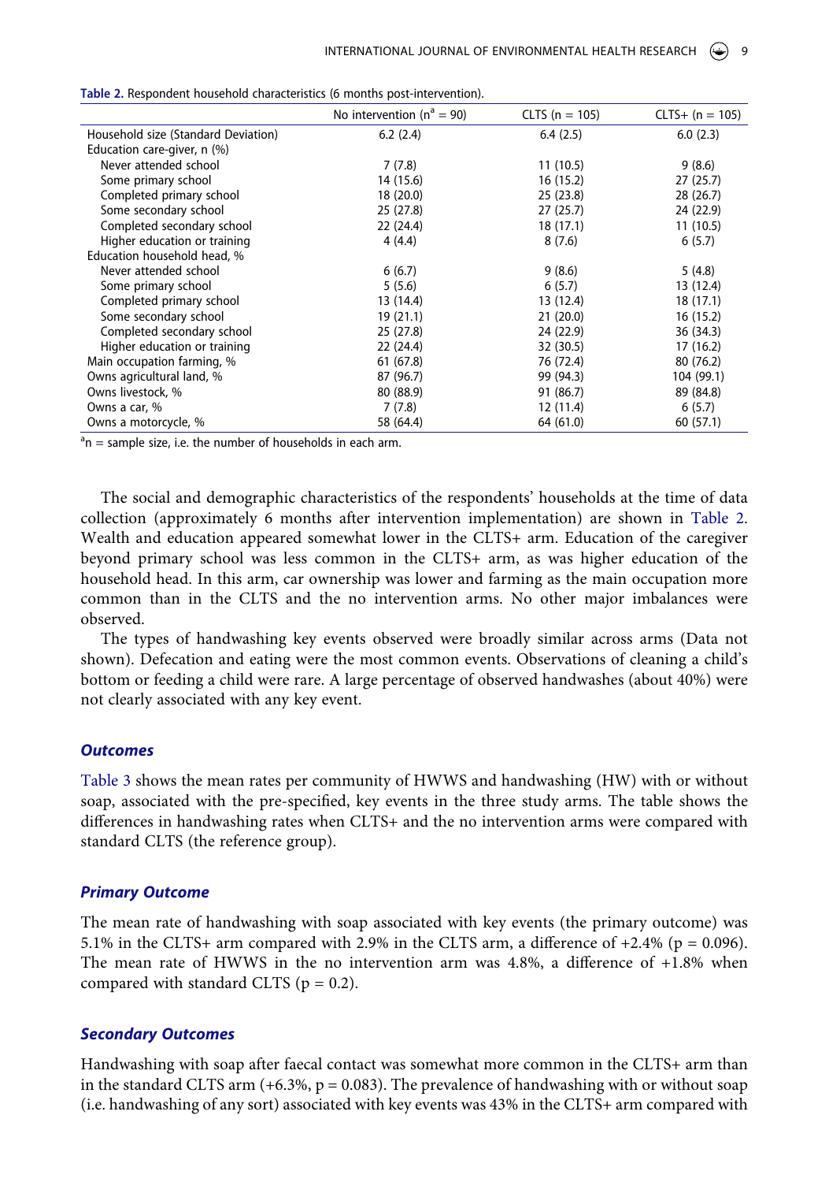**Table 2.** Respondent household characteristics (6 months post-intervention).

| | No intervention (n[a] = 90) | CLTS (n = 105) | CLTS+ (n = 105) |
|---|---|---|---|
| Household size (Standard Deviation) | 6.2 (2.4) | 6.4 (2.5) | 6.0 (2.3) |
| Education care-giver, n (%) | | | |
| Never attended school | 7 (7.8) | 11 (10.5) | 9 (8.6) |
| Some primary school | 14 (15.6) | 16 (15.2) | 27 (25.7) |
| Completed primary school | 18 (20.0) | 25 (23.8) | 28 (26.7) |
| Some secondary school | 25 (27.8) | 27 (25.7) | 24 (22.9) |
| Completed secondary school | 22 (24.4) | 18 (17.1) | 11 (10.5) |
| Higher education or training | 4 (4.4) | 8 (7.6) | 6 (5.7) |
| Education household head, % | | | |
| Never attended school | 6 (6.7) | 9 (8.6) | 5 (4.8) |
| Some primary school | 5 (5.6) | 6 (5.7) | 13 (12.4) |
| Completed primary school | 13 (14.4) | 13 (12.4) | 18 (17.1) |
| Some secondary school | 19 (21.1) | 21 (20.0) | 16 (15.2) |
| Completed secondary school | 25 (27.8) | 24 (22.9) | 36 (34.3) |
| Higher education or training | 22 (24.4) | 32 (30.5) | 17 (16.2) |
| Main occupation farming, % | 61 (67.8) | 76 (72.4) | 80 (76.2) |
| Owns agricultural land, % | 87 (96.7) | 99 (94.3) | 104 (99.1) |
| Owns livestock, % | 80 (88.9) | 91 (86.7) | 89 (84.8) |
| Owns a car, % | 7 (7.8) | 12 (11.4) | 6 (5.7) |
| Owns a motorcycle, % | 58 (64.4) | 64 (61.0) | 60 (57.1) |

[a]n = sample size, i.e. the number of households in each arm.

The social and demographic characteristics of the respondents' households at the time of data collection (approximately 6 months after intervention implementation) are shown in Table 2. Wealth and education appeared somewhat lower in the CLTS+ arm. Education of the caregiver beyond primary school was less common in the CLTS+ arm, as was higher education of the household head. In this arm, car ownership was lower and farming as the main occupation more common than in the CLTS and the no intervention arms. No other major imbalances were observed.

The types of handwashing key events observed were broadly similar across arms (Data not shown). Defecation and eating were the most common events. Observations of cleaning a child's bottom or feeding a child were rare. A large percentage of observed handwashes (about 40%) were not clearly associated with any key event.

### *Outcomes*

Table 3 shows the mean rates per community of HWWS and handwashing (HW) with or without soap, associated with the pre-specified, key events in the three study arms. The table shows the differences in handwashing rates when CLTS+ and the no intervention arms were compared with standard CLTS (the reference group).

### *Primary Outcome*

The mean rate of handwashing with soap associated with key events (the primary outcome) was 5.1% in the CLTS+ arm compared with 2.9% in the CLTS arm, a difference of +2.4% ($p = 0.096$). The mean rate of HWWS in the no intervention arm was 4.8%, a difference of +1.8% when compared with standard CLTS ($p = 0.2$).

### *Secondary Outcomes*

Handwashing with soap after faecal contact was somewhat more common in the CLTS+ arm than in the standard CLTS arm (+6.3%, $p = 0.083$). The prevalence of handwashing with or without soap (i.e. handwashing of any sort) associated with key events was 43% in the CLTS+ arm compared with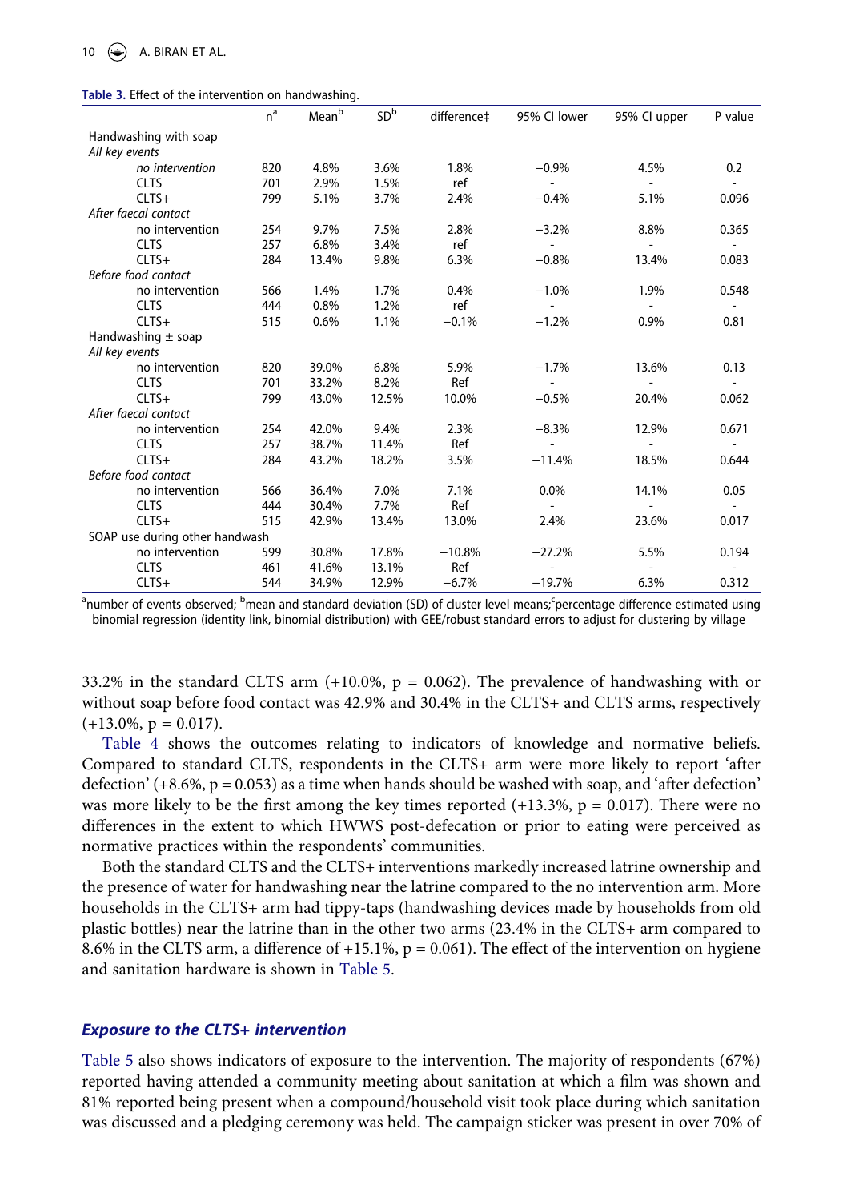**Table 3.** Effect of the intervention on handwashing.

| | n[a] | Mean[b] | SD[b] | difference‡ | 95% CI lower | 95% CI upper | P value |
|---|---|---|---|---|---|---|---|
| Handwashing with soap | | | | | | | |
| *All key events* | | | | | | | |
| no intervention | 820 | 4.8% | 3.6% | 1.8% | −0.9% | 4.5% | 0.2 |
| CLTS | 701 | 2.9% | 1.5% | ref | - | - | - |
| CLTS+ | 799 | 5.1% | 3.7% | 2.4% | −0.4% | 5.1% | 0.096 |
| *After faecal contact* | | | | | | | |
| no intervention | 254 | 9.7% | 7.5% | 2.8% | −3.2% | 8.8% | 0.365 |
| CLTS | 257 | 6.8% | 3.4% | ref | - | - | - |
| CLTS+ | 284 | 13.4% | 9.8% | 6.3% | −0.8% | 13.4% | 0.083 |
| *Before food contact* | | | | | | | |
| no intervention | 566 | 1.4% | 1.7% | 0.4% | −1.0% | 1.9% | 0.548 |
| CLTS | 444 | 0.8% | 1.2% | ref | - | - | - |
| CLTS+ | 515 | 0.6% | 1.1% | −0.1% | −1.2% | 0.9% | 0.81 |
| Handwashing ± soap | | | | | | | |
| *All key events* | | | | | | | |
| no intervention | 820 | 39.0% | 6.8% | 5.9% | −1.7% | 13.6% | 0.13 |
| CLTS | 701 | 33.2% | 8.2% | Ref | - | - | - |
| CLTS+ | 799 | 43.0% | 12.5% | 10.0% | −0.5% | 20.4% | 0.062 |
| *After faecal contact* | | | | | | | |
| no intervention | 254 | 42.0% | 9.4% | 2.3% | −8.3% | 12.9% | 0.671 |
| CLTS | 257 | 38.7% | 11.4% | Ref | - | - | - |
| CLTS+ | 284 | 43.2% | 18.2% | 3.5% | −11.4% | 18.5% | 0.644 |
| *Before food contact* | | | | | | | |
| no intervention | 566 | 36.4% | 7.0% | 7.1% | 0.0% | 14.1% | 0.05 |
| CLTS | 444 | 30.4% | 7.7% | Ref | - | - | - |
| CLTS+ | 515 | 42.9% | 13.4% | 13.0% | 2.4% | 23.6% | 0.017 |
| SOAP use during other handwash | | | | | | | |
| no intervention | 599 | 30.8% | 17.8% | −10.8% | −27.2% | 5.5% | 0.194 |
| CLTS | 461 | 41.6% | 13.1% | Ref | - | - | - |
| CLTS+ | 544 | 34.9% | 12.9% | −6.7% | −19.7% | 6.3% | 0.312 |

[a]number of events observed; [b]mean and standard deviation (SD) of cluster level means;[c]percentage difference estimated using binomial regression (identity link, binomial distribution) with GEE/robust standard errors to adjust for clustering by village

33.2% in the standard CLTS arm (+10.0%, p = 0.062). The prevalence of handwashing with or without soap before food contact was 42.9% and 30.4% in the CLTS+ and CLTS arms, respectively (+13.0%, p = 0.017).

Table 4 shows the outcomes relating to indicators of knowledge and normative beliefs. Compared to standard CLTS, respondents in the CLTS+ arm were more likely to report 'after defection' (+8.6%, p = 0.053) as a time when hands should be washed with soap, and 'after defection' was more likely to be the first among the key times reported (+13.3%, p = 0.017). There were no differences in the extent to which HWWS post-defecation or prior to eating were perceived as normative practices within the respondents' communities.

Both the standard CLTS and the CLTS+ interventions markedly increased latrine ownership and the presence of water for handwashing near the latrine compared to the no intervention arm. More households in the CLTS+ arm had tippy-taps (handwashing devices made by households from old plastic bottles) near the latrine than in the other two arms (23.4% in the CLTS+ arm compared to 8.6% in the CLTS arm, a difference of +15.1%, p = 0.061). The effect of the intervention on hygiene and sanitation hardware is shown in Table 5.

### *Exposure to the CLTS+ intervention*

Table 5 also shows indicators of exposure to the intervention. The majority of respondents (67%) reported having attended a community meeting about sanitation at which a film was shown and 81% reported being present when a compound/household visit took place during which sanitation was discussed and a pledging ceremony was held. The campaign sticker was present in over 70% of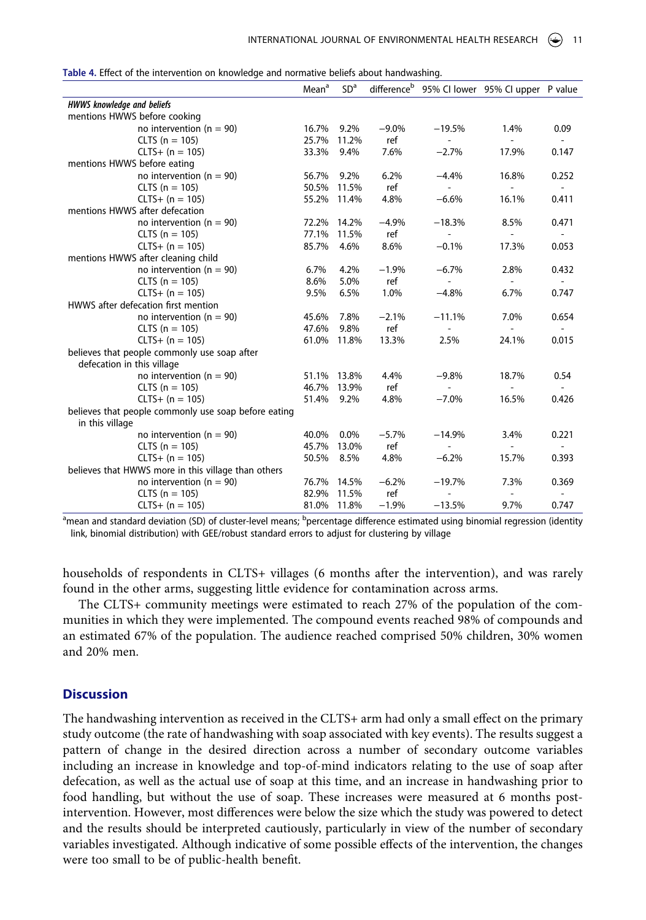**Table 4.** Effect of the intervention on knowledge and normative beliefs about handwashing.

| | Mean[a] | SD[a] | difference[b] | 95% CI lower | 95% CI upper | P value |
|---|---|---|---|---|---|---|
| *HWWS knowledge and beliefs* | | | | | | |
| mentions HWWS before cooking | | | | | | |
| no intervention (n = 90) | 16.7% | 9.2% | −9.0% | −19.5% | 1.4% | 0.09 |
| CLTS (n = 105) | 25.7% | 11.2% | ref | - | - | - |
| CLTS+ (n = 105) | 33.3% | 9.4% | 7.6% | −2.7% | 17.9% | 0.147 |
| mentions HWWS before eating | | | | | | |
| no intervention (n = 90) | 56.7% | 9.2% | 6.2% | −4.4% | 16.8% | 0.252 |
| CLTS (n = 105) | 50.5% | 11.5% | ref | - | - | - |
| CLTS+ (n = 105) | 55.2% | 11.4% | 4.8% | −6.6% | 16.1% | 0.411 |
| mentions HWWS after defecation | | | | | | |
| no intervention (n = 90) | 72.2% | 14.2% | −4.9% | −18.3% | 8.5% | 0.471 |
| CLTS (n = 105) | 77.1% | 11.5% | ref | - | - | - |
| CLTS+ (n = 105) | 85.7% | 4.6% | 8.6% | −0.1% | 17.3% | 0.053 |
| mentions HWWS after cleaning child | | | | | | |
| no intervention (n = 90) | 6.7% | 4.2% | −1.9% | −6.7% | 2.8% | 0.432 |
| CLTS (n = 105) | 8.6% | 5.0% | ref | - | - | - |
| CLTS+ (n = 105) | 9.5% | 6.5% | 1.0% | −4.8% | 6.7% | 0.747 |
| HWWS after defecation first mention | | | | | | |
| no intervention (n = 90) | 45.6% | 7.8% | −2.1% | −11.1% | 7.0% | 0.654 |
| CLTS (n = 105) | 47.6% | 9.8% | ref | - | - | - |
| CLTS+ (n = 105) | 61.0% | 11.8% | 13.3% | 2.5% | 24.1% | 0.015 |
| believes that people commonly use soap after defecation in this village | | | | | | |
| no intervention (n = 90) | 51.1% | 13.8% | 4.4% | −9.8% | 18.7% | 0.54 |
| CLTS (n = 105) | 46.7% | 13.9% | ref | - | - | - |
| CLTS+ (n = 105) | 51.4% | 9.2% | 4.8% | −7.0% | 16.5% | 0.426 |
| believes that people commonly use soap before eating in this village | | | | | | |
| no intervention (n = 90) | 40.0% | 0.0% | −5.7% | −14.9% | 3.4% | 0.221 |
| CLTS (n = 105) | 45.7% | 13.0% | ref | - | - | - |
| CLTS+ (n = 105) | 50.5% | 8.5% | 4.8% | −6.2% | 15.7% | 0.393 |
| believes that HWWS more in this village than others | | | | | | |
| no intervention (n = 90) | 76.7% | 14.5% | −6.2% | −19.7% | 7.3% | 0.369 |
| CLTS (n = 105) | 82.9% | 11.5% | ref | - | - | - |
| CLTS+ (n = 105) | 81.0% | 11.8% | −1.9% | −13.5% | 9.7% | 0.747 |

[a]mean and standard deviation (SD) of cluster-level means; [b]percentage difference estimated using binomial regression (identity link, binomial distribution) with GEE/robust standard errors to adjust for clustering by village

households of respondents in CLTS+ villages (6 months after the intervention), and was rarely found in the other arms, suggesting little evidence for contamination across arms.

The CLTS+ community meetings were estimated to reach 27% of the population of the communities in which they were implemented. The compound events reached 98% of compounds and an estimated 67% of the population. The audience reached comprised 50% children, 30% women and 20% men.

## Discussion

The handwashing intervention as received in the CLTS+ arm had only a small effect on the primary study outcome (the rate of handwashing with soap associated with key events). The results suggest a pattern of change in the desired direction across a number of secondary outcome variables including an increase in knowledge and top-of-mind indicators relating to the use of soap after defecation, as well as the actual use of soap at this time, and an increase in handwashing prior to food handling, but without the use of soap. These increases were measured at 6 months post-intervention. However, most differences were below the size which the study was powered to detect and the results should be interpreted cautiously, particularly in view of the number of secondary variables investigated. Although indicative of some possible effects of the intervention, the changes were too small to be of public-health benefit.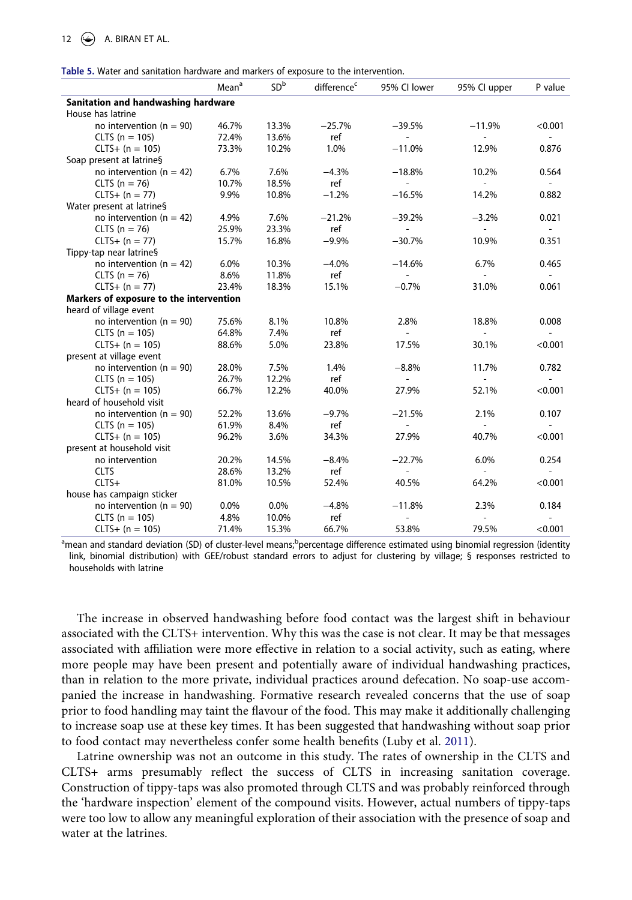**Table 5.** Water and sanitation hardware and markers of exposure to the intervention.

| | Mean[a] | SD[b] | difference[c] | 95% CI lower | 95% CI upper | P value |
|---|---|---|---|---|---|---|
| **Sanitation and handwashing hardware** | | | | | | |
| House has latrine | | | | | | |
| no intervention (n = 90) | 46.7% | 13.3% | −25.7% | −39.5% | −11.9% | <0.001 |
| CLTS (n = 105) | 72.4% | 13.6% | ref | - | - | - |
| CLTS+ (n = 105) | 73.3% | 10.2% | 1.0% | −11.0% | 12.9% | 0.876 |
| Soap present at latrine§ | | | | | | |
| no intervention (n = 42) | 6.7% | 7.6% | −4.3% | −18.8% | 10.2% | 0.564 |
| CLTS (n = 76) | 10.7% | 18.5% | ref | - | - | - |
| CLTS+ (n = 77) | 9.9% | 10.8% | −1.2% | −16.5% | 14.2% | 0.882 |
| Water present at latrine§ | | | | | | |
| no intervention (n = 42) | 4.9% | 7.6% | −21.2% | −39.2% | −3.2% | 0.021 |
| CLTS (n = 76) | 25.9% | 23.3% | ref | - | - | - |
| CLTS+ (n = 77) | 15.7% | 16.8% | −9.9% | −30.7% | 10.9% | 0.351 |
| Tippy-tap near latrine§ | | | | | | |
| no intervention (n = 42) | 6.0% | 10.3% | −4.0% | −14.6% | 6.7% | 0.465 |
| CLTS (n = 76) | 8.6% | 11.8% | ref | - | - | - |
| CLTS+ (n = 77) | 23.4% | 18.3% | 15.1% | −0.7% | 31.0% | 0.061 |
| **Markers of exposure to the intervention** | | | | | | |
| heard of village event | | | | | | |
| no intervention (n = 90) | 75.6% | 8.1% | 10.8% | 2.8% | 18.8% | 0.008 |
| CLTS (n = 105) | 64.8% | 7.4% | ref | - | - | - |
| CLTS+ (n = 105) | 88.6% | 5.0% | 23.8% | 17.5% | 30.1% | <0.001 |
| present at village event | | | | | | |
| no intervention (n = 90) | 28.0% | 7.5% | 1.4% | −8.8% | 11.7% | 0.782 |
| CLTS (n = 105) | 26.7% | 12.2% | ref | - | - | - |
| CLTS+ (n = 105) | 66.7% | 12.2% | 40.0% | 27.9% | 52.1% | <0.001 |
| heard of household visit | | | | | | |
| no intervention (n = 90) | 52.2% | 13.6% | −9.7% | −21.5% | 2.1% | 0.107 |
| CLTS (n = 105) | 61.9% | 8.4% | ref | - | - | - |
| CLTS+ (n = 105) | 96.2% | 3.6% | 34.3% | 27.9% | 40.7% | <0.001 |
| present at household visit | | | | | | |
| no intervention | 20.2% | 14.5% | −8.4% | −22.7% | 6.0% | 0.254 |
| CLTS | 28.6% | 13.2% | ref | - | - | - |
| CLTS+ | 81.0% | 10.5% | 52.4% | 40.5% | 64.2% | <0.001 |
| house has campaign sticker | | | | | | |
| no intervention (n = 90) | 0.0% | 0.0% | −4.8% | −11.8% | 2.3% | 0.184 |
| CLTS (n = 105) | 4.8% | 10.0% | ref | - | - | - |
| CLTS+ (n = 105) | 71.4% | 15.3% | 66.7% | 53.8% | 79.5% | <0.001 |

[a]mean and standard deviation (SD) of cluster-level means;[b]percentage difference estimated using binomial regression (identity link, binomial distribution) with GEE/robust standard errors to adjust for clustering by village; § responses restricted to households with latrine

The increase in observed handwashing before food contact was the largest shift in behaviour associated with the CLTS+ intervention. Why this was the case is not clear. It may be that messages associated with affiliation were more effective in relation to a social activity, such as eating, where more people may have been present and potentially aware of individual handwashing practices, than in relation to the more private, individual practices around defecation. No soap-use accompanied the increase in handwashing. Formative research revealed concerns that the use of soap prior to food handling may taint the flavour of the food. This may make it additionally challenging to increase soap use at these key times. It has been suggested that handwashing without soap prior to food contact may nevertheless confer some health benefits (Luby et al. 2011).

Latrine ownership was not an outcome in this study. The rates of ownership in the CLTS and CLTS+ arms presumably reflect the success of CLTS in increasing sanitation coverage. Construction of tippy-taps was also promoted through CLTS and was probably reinforced through the 'hardware inspection' element of the compound visits. However, actual numbers of tippy-taps were too low to allow any meaningful exploration of their association with the presence of soap and water at the latrines.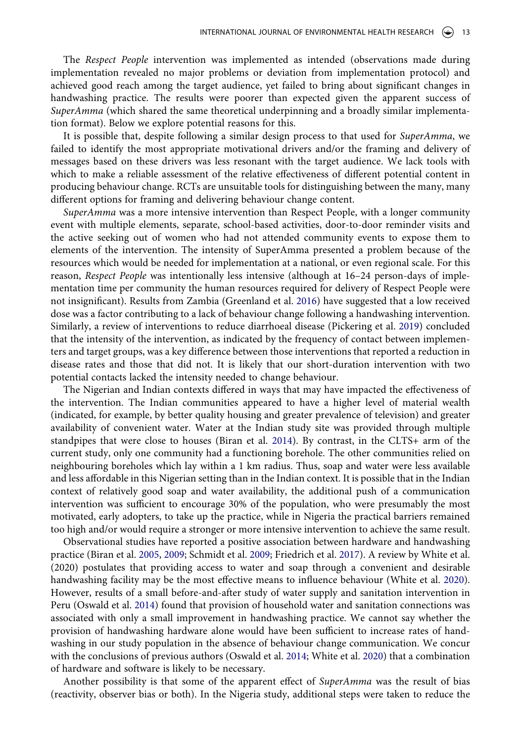The *Respect People* intervention was implemented as intended (observations made during implementation revealed no major problems or deviation from implementation protocol) and achieved good reach among the target audience, yet failed to bring about significant changes in handwashing practice. The results were poorer than expected given the apparent success of *SuperAmma* (which shared the same theoretical underpinning and a broadly similar implementation format). Below we explore potential reasons for this.

It is possible that, despite following a similar design process to that used for *SuperAmma*, we failed to identify the most appropriate motivational drivers and/or the framing and delivery of messages based on these drivers was less resonant with the target audience. We lack tools with which to make a reliable assessment of the relative effectiveness of different potential content in producing behaviour change. RCTs are unsuitable tools for distinguishing between the many, many different options for framing and delivering behaviour change content.

*SuperAmma* was a more intensive intervention than Respect People, with a longer community event with multiple elements, separate, school-based activities, door-to-door reminder visits and the active seeking out of women who had not attended community events to expose them to elements of the intervention. The intensity of SuperAmma presented a problem because of the resources which would be needed for implementation at a national, or even regional scale. For this reason, *Respect People* was intentionally less intensive (although at 16–24 person-days of implementation time per community the human resources required for delivery of Respect People were not insignificant). Results from Zambia (Greenland et al. 2016) have suggested that a low received dose was a factor contributing to a lack of behaviour change following a handwashing intervention. Similarly, a review of interventions to reduce diarrhoeal disease (Pickering et al. 2019) concluded that the intensity of the intervention, as indicated by the frequency of contact between implementers and target groups, was a key difference between those interventions that reported a reduction in disease rates and those that did not. It is likely that our short-duration intervention with two potential contacts lacked the intensity needed to change behaviour.

The Nigerian and Indian contexts differed in ways that may have impacted the effectiveness of the intervention. The Indian communities appeared to have a higher level of material wealth (indicated, for example, by better quality housing and greater prevalence of television) and greater availability of convenient water. Water at the Indian study site was provided through multiple standpipes that were close to houses (Biran et al. 2014). By contrast, in the CLTS+ arm of the current study, only one community had a functioning borehole. The other communities relied on neighbouring boreholes which lay within a 1 km radius. Thus, soap and water were less available and less affordable in this Nigerian setting than in the Indian context. It is possible that in the Indian context of relatively good soap and water availability, the additional push of a communication intervention was sufficient to encourage 30% of the population, who were presumably the most motivated, early adopters, to take up the practice, while in Nigeria the practical barriers remained too high and/or would require a stronger or more intensive intervention to achieve the same result.

Observational studies have reported a positive association between hardware and handwashing practice (Biran et al. 2005, 2009; Schmidt et al. 2009; Friedrich et al. 2017). A review by White et al. (2020) postulates that providing access to water and soap through a convenient and desirable handwashing facility may be the most effective means to influence behaviour (White et al. 2020). However, results of a small before-and-after study of water supply and sanitation intervention in Peru (Oswald et al. 2014) found that provision of household water and sanitation connections was associated with only a small improvement in handwashing practice. We cannot say whether the provision of handwashing hardware alone would have been sufficient to increase rates of handwashing in our study population in the absence of behaviour change communication. We concur with the conclusions of previous authors (Oswald et al. 2014; White et al. 2020) that a combination of hardware and software is likely to be necessary.

Another possibility is that some of the apparent effect of *SuperAmma* was the result of bias (reactivity, observer bias or both). In the Nigeria study, additional steps were taken to reduce the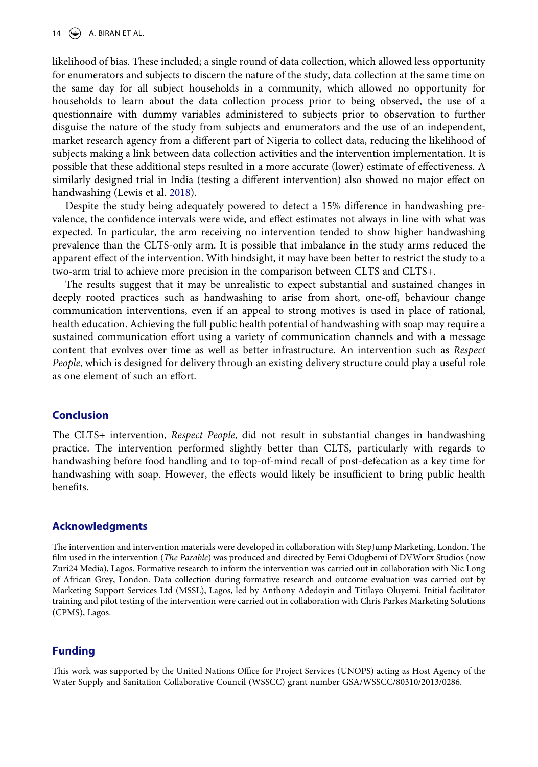likelihood of bias. These included; a single round of data collection, which allowed less opportunity for enumerators and subjects to discern the nature of the study, data collection at the same time on the same day for all subject households in a community, which allowed no opportunity for households to learn about the data collection process prior to being observed, the use of a questionnaire with dummy variables administered to subjects prior to observation to further disguise the nature of the study from subjects and enumerators and the use of an independent, market research agency from a different part of Nigeria to collect data, reducing the likelihood of subjects making a link between data collection activities and the intervention implementation. It is possible that these additional steps resulted in a more accurate (lower) estimate of effectiveness. A similarly designed trial in India (testing a different intervention) also showed no major effect on handwashing (Lewis et al. 2018).

Despite the study being adequately powered to detect a 15% difference in handwashing prevalence, the confidence intervals were wide, and effect estimates not always in line with what was expected. In particular, the arm receiving no intervention tended to show higher handwashing prevalence than the CLTS-only arm. It is possible that imbalance in the study arms reduced the apparent effect of the intervention. With hindsight, it may have been better to restrict the study to a two-arm trial to achieve more precision in the comparison between CLTS and CLTS+.

The results suggest that it may be unrealistic to expect substantial and sustained changes in deeply rooted practices such as handwashing to arise from short, one-off, behaviour change communication interventions, even if an appeal to strong motives is used in place of rational, health education. Achieving the full public health potential of handwashing with soap may require a sustained communication effort using a variety of communication channels and with a message content that evolves over time as well as better infrastructure. An intervention such as *Respect People*, which is designed for delivery through an existing delivery structure could play a useful role as one element of such an effort.

## Conclusion

The CLTS+ intervention, *Respect People*, did not result in substantial changes in handwashing practice. The intervention performed slightly better than CLTS, particularly with regards to handwashing before food handling and to top-of-mind recall of post-defecation as a key time for handwashing with soap. However, the effects would likely be insufficient to bring public health benefits.

## Acknowledgments

The intervention and intervention materials were developed in collaboration with StepJump Marketing, London. The film used in the intervention (*The Parable*) was produced and directed by Femi Odugbemi of DVWorx Studios (now Zuri24 Media), Lagos. Formative research to inform the intervention was carried out in collaboration with Nic Long of African Grey, London. Data collection during formative research and outcome evaluation was carried out by Marketing Support Services Ltd (MSSL), Lagos, led by Anthony Adedoyin and Titilayo Oluyemi. Initial facilitator training and pilot testing of the intervention were carried out in collaboration with Chris Parkes Marketing Solutions (CPMS), Lagos.

## Funding

This work was supported by the United Nations Office for Project Services (UNOPS) acting as Host Agency of the Water Supply and Sanitation Collaborative Council (WSSCC) grant number GSA/WSSCC/80310/2013/0286.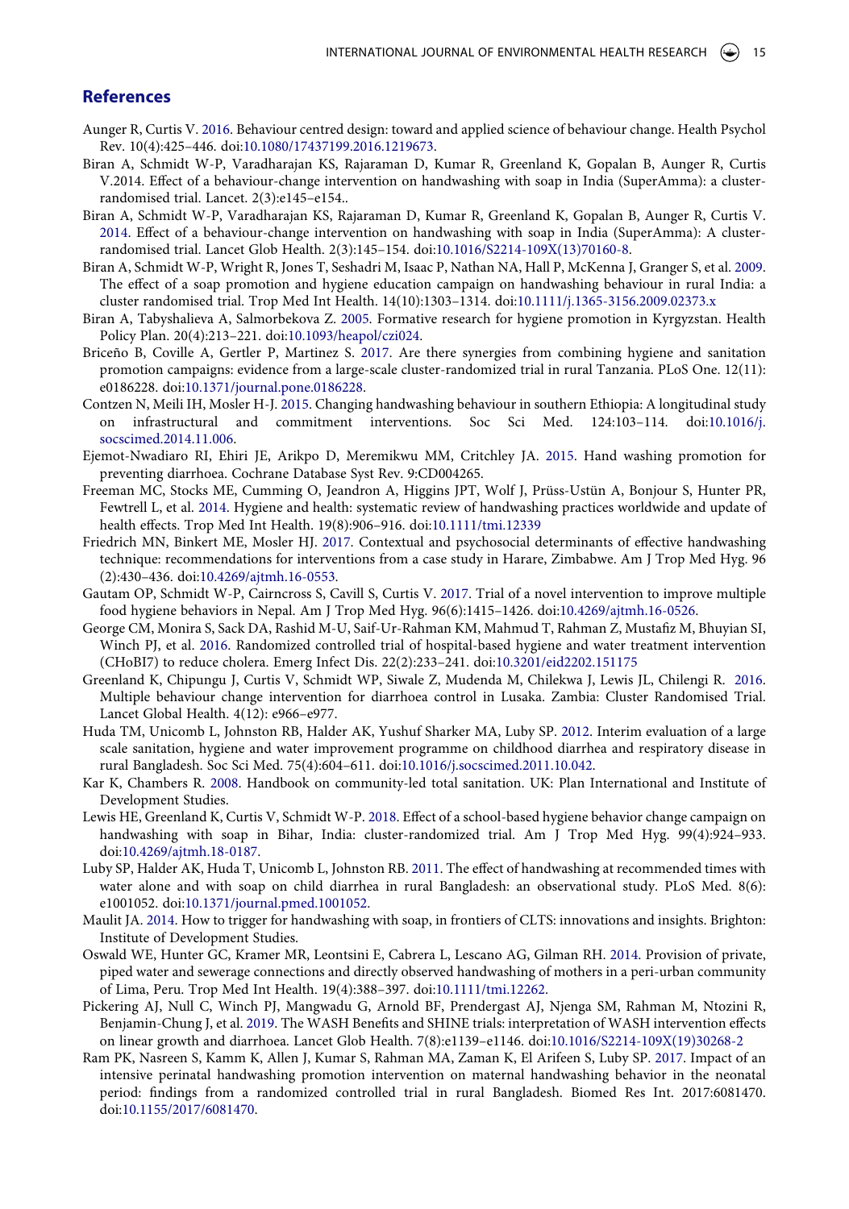## References

Aunger R, Curtis V. 2016. Behaviour centred design: toward and applied science of behaviour change. Health Psychol Rev. 10(4):425–446. doi:10.1080/17437199.2016.1219673.

Biran A, Schmidt W-P, Varadharajan KS, Rajaraman D, Kumar R, Greenland K, Gopalan B, Aunger R, Curtis V.2014. Effect of a behaviour-change intervention on handwashing with soap in India (SuperAmma): a cluster-randomised trial. Lancet. 2(3):e145–e154..

Biran A, Schmidt W-P, Varadharajan KS, Rajaraman D, Kumar R, Greenland K, Gopalan B, Aunger R, Curtis V. 2014. Effect of a behaviour-change intervention on handwashing with soap in India (SuperAmma): A cluster-randomised trial. Lancet Glob Health. 2(3):145–154. doi:10.1016/S2214-109X(13)70160-8.

Biran A, Schmidt W-P, Wright R, Jones T, Seshadri M, Isaac P, Nathan NA, Hall P, McKenna J, Granger S, et al. 2009. The effect of a soap promotion and hygiene education campaign on handwashing behaviour in rural India: a cluster randomised trial. Trop Med Int Health. 14(10):1303–1314. doi:10.1111/j.1365-3156.2009.02373.x

Biran A, Tabyshalieva A, Salmorbekova Z. 2005. Formative research for hygiene promotion in Kyrgyzstan. Health Policy Plan. 20(4):213–221. doi:10.1093/heapol/czi024.

Briceño B, Coville A, Gertler P, Martinez S. 2017. Are there synergies from combining hygiene and sanitation promotion campaigns: evidence from a large-scale cluster-randomized trial in rural Tanzania. PLoS One. 12(11): e0186228. doi:10.1371/journal.pone.0186228.

Contzen N, Meili IH, Mosler H-J. 2015. Changing handwashing behaviour in southern Ethiopia: A longitudinal study on infrastructural and commitment interventions. Soc Sci Med. 124:103–114. doi:10.1016/j.socscimed.2014.11.006.

Ejemot-Nwadiaro RI, Ehiri JE, Arikpo D, Meremikwu MM, Critchley JA. 2015. Hand washing promotion for preventing diarrhoea. Cochrane Database Syst Rev. 9:CD004265.

Freeman MC, Stocks ME, Cumming O, Jeandron A, Higgins JPT, Wolf J, Prüss-Ustün A, Bonjour S, Hunter PR, Fewtrell L, et al. 2014. Hygiene and health: systematic review of handwashing practices worldwide and update of health effects. Trop Med Int Health. 19(8):906–916. doi:10.1111/tmi.12339

Friedrich MN, Binkert ME, Mosler HJ. 2017. Contextual and psychosocial determinants of effective handwashing technique: recommendations for interventions from a case study in Harare, Zimbabwe. Am J Trop Med Hyg. 96 (2):430–436. doi:10.4269/ajtmh.16-0553.

Gautam OP, Schmidt W-P, Cairncross S, Cavill S, Curtis V. 2017. Trial of a novel intervention to improve multiple food hygiene behaviors in Nepal. Am J Trop Med Hyg. 96(6):1415–1426. doi:10.4269/ajtmh.16-0526.

George CM, Monira S, Sack DA, Rashid M-U, Saif-Ur-Rahman KM, Mahmud T, Rahman Z, Mustafiz M, Bhuyian SI, Winch PJ, et al. 2016. Randomized controlled trial of hospital-based hygiene and water treatment intervention (CHoBI7) to reduce cholera. Emerg Infect Dis. 22(2):233–241. doi:10.3201/eid2202.151175

Greenland K, Chipungu J, Curtis V, Schmidt WP, Siwale Z, Mudenda M, Chilekwa J, Lewis JL, Chilengi R. 2016. Multiple behaviour change intervention for diarrhoea control in Lusaka. Zambia: Cluster Randomised Trial. Lancet Global Health. 4(12): e966–e977.

Huda TM, Unicomb L, Johnston RB, Halder AK, Yushuf Sharker MA, Luby SP. 2012. Interim evaluation of a large scale sanitation, hygiene and water improvement programme on childhood diarrhea and respiratory disease in rural Bangladesh. Soc Sci Med. 75(4):604–611. doi:10.1016/j.socscimed.2011.10.042.

Kar K, Chambers R. 2008. Handbook on community-led total sanitation. UK: Plan International and Institute of Development Studies.

Lewis HE, Greenland K, Curtis V, Schmidt W-P. 2018. Effect of a school-based hygiene behavior change campaign on handwashing with soap in Bihar, India: cluster-randomized trial. Am J Trop Med Hyg. 99(4):924–933. doi:10.4269/ajtmh.18-0187.

Luby SP, Halder AK, Huda T, Unicomb L, Johnston RB. 2011. The effect of handwashing at recommended times with water alone and with soap on child diarrhea in rural Bangladesh: an observational study. PLoS Med. 8(6): e1001052. doi:10.1371/journal.pmed.1001052.

Maulit JA. 2014. How to trigger for handwashing with soap, in frontiers of CLTS: innovations and insights. Brighton: Institute of Development Studies.

Oswald WE, Hunter GC, Kramer MR, Leontsini E, Cabrera L, Lescano AG, Gilman RH. 2014. Provision of private, piped water and sewerage connections and directly observed handwashing of mothers in a peri-urban community of Lima, Peru. Trop Med Int Health. 19(4):388–397. doi:10.1111/tmi.12262.

Pickering AJ, Null C, Winch PJ, Mangwadu G, Arnold BF, Prendergast AJ, Njenga SM, Rahman M, Ntozini R, Benjamin-Chung J, et al. 2019. The WASH Benefits and SHINE trials: interpretation of WASH intervention effects on linear growth and diarrhoea. Lancet Glob Health. 7(8):e1139–e1146. doi:10.1016/S2214-109X(19)30268-2

Ram PK, Nasreen S, Kamm K, Allen J, Kumar S, Rahman MA, Zaman K, El Arifeen S, Luby SP. 2017. Impact of an intensive perinatal handwashing promotion intervention on maternal handwashing behavior in the neonatal period: findings from a randomized controlled trial in rural Bangladesh. Biomed Res Int. 2017:6081470. doi:10.1155/2017/6081470.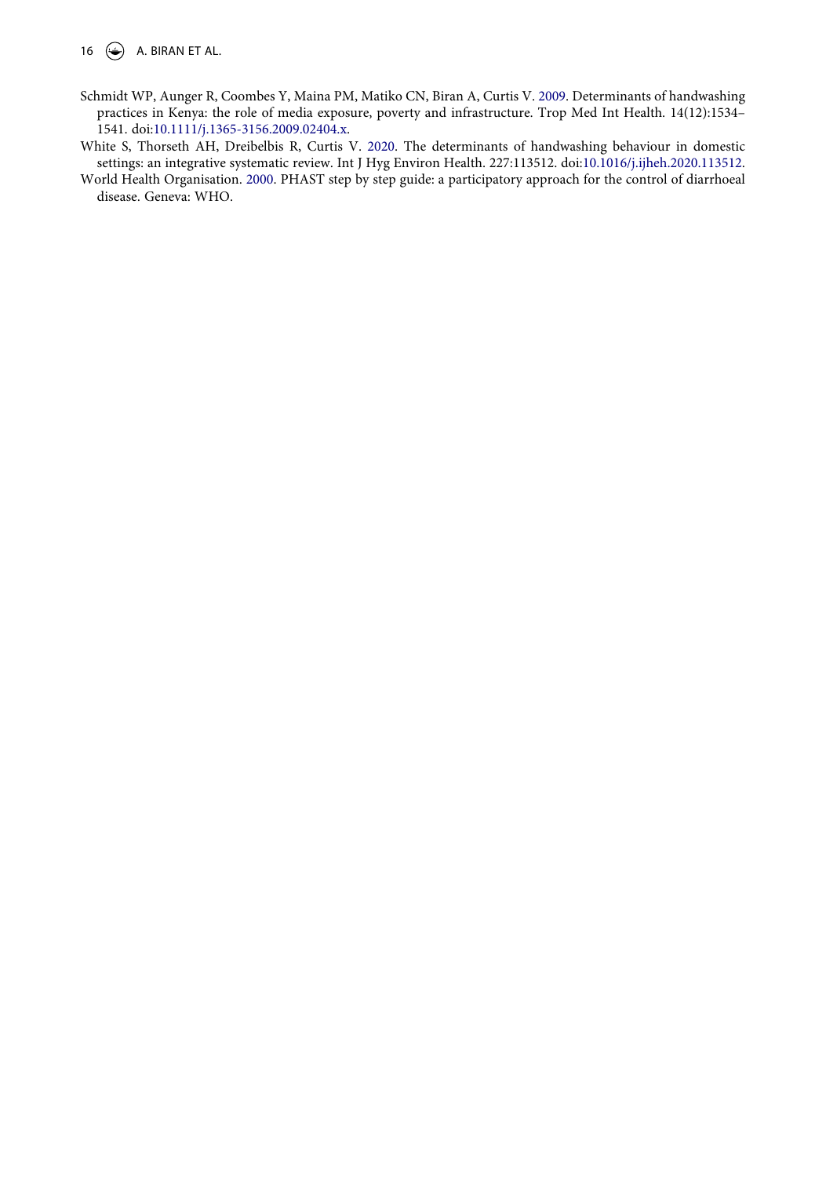Schmidt WP, Aunger R, Coombes Y, Maina PM, Matiko CN, Biran A, Curtis V. 2009. Determinants of handwashing practices in Kenya: the role of media exposure, poverty and infrastructure. Trop Med Int Health. 14(12):1534–1541. doi:10.1111/j.1365-3156.2009.02404.x.

White S, Thorseth AH, Dreibelbis R, Curtis V. 2020. The determinants of handwashing behaviour in domestic settings: an integrative systematic review. Int J Hyg Environ Health. 227:113512. doi:10.1016/j.ijheh.2020.113512.

World Health Organisation. 2000. PHAST step by step guide: a participatory approach for the control of diarrhoeal disease. Geneva: WHO.